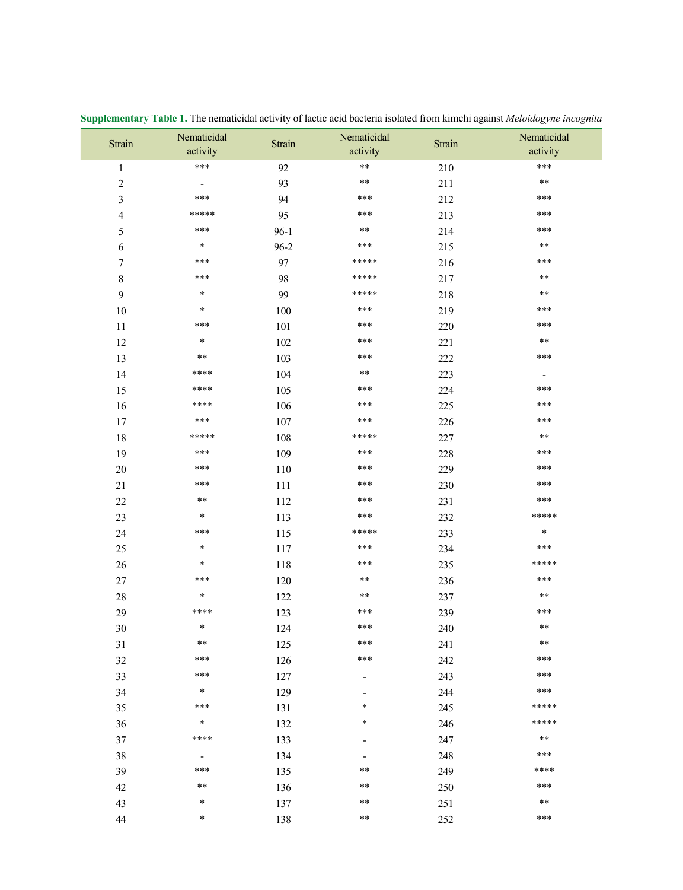**Supplementary Table 1.** The nematicidal activity of lactic acid bacteria isolated from kimchi against *Meloidogyne incognita*

| Strain | Nematicidal activity | Strain | Nematicidal activity | Strain | Nematicidal activity |
|---|---|---|---|---|---|
| 1 | *** | 92 | ** | 210 | *** |
| 2 | - | 93 | ** | 211 | ** |
| 3 | *** | 94 | *** | 212 | *** |
| 4 | ***** | 95 | *** | 213 | *** |
| 5 | *** | 96-1 | ** | 214 | *** |
| 6 | * | 96-2 | *** | 215 | ** |
| 7 | *** | 97 | ***** | 216 | *** |
| 8 | *** | 98 | ***** | 217 | ** |
| 9 | * | 99 | ***** | 218 | ** |
| 10 | * | 100 | *** | 219 | *** |
| 11 | *** | 101 | *** | 220 | *** |
| 12 | * | 102 | *** | 221 | ** |
| 13 | ** | 103 | *** | 222 | *** |
| 14 | **** | 104 | ** | 223 | - |
| 15 | **** | 105 | *** | 224 | *** |
| 16 | **** | 106 | *** | 225 | *** |
| 17 | *** | 107 | *** | 226 | *** |
| 18 | ***** | 108 | ***** | 227 | ** |
| 19 | *** | 109 | *** | 228 | *** |
| 20 | *** | 110 | *** | 229 | *** |
| 21 | *** | 111 | *** | 230 | *** |
| 22 | ** | 112 | *** | 231 | *** |
| 23 | * | 113 | *** | 232 | ***** |
| 24 | *** | 115 | ***** | 233 | * |
| 25 | * | 117 | *** | 234 | *** |
| 26 | * | 118 | *** | 235 | ***** |
| 27 | *** | 120 | ** | 236 | *** |
| 28 | * | 122 | ** | 237 | ** |
| 29 | **** | 123 | *** | 239 | *** |
| 30 | * | 124 | *** | 240 | ** |
| 31 | ** | 125 | *** | 241 | ** |
| 32 | *** | 126 | *** | 242 | *** |
| 33 | *** | 127 | - | 243 | *** |
| 34 | * | 129 | - | 244 | *** |
| 35 | *** | 131 | * | 245 | ***** |
| 36 | * | 132 | * | 246 | ***** |
| 37 | **** | 133 | - | 247 | ** |
| 38 | - | 134 | - | 248 | *** |
| 39 | *** | 135 | ** | 249 | **** |
| 42 | ** | 136 | ** | 250 | *** |
| 43 | * | 137 | ** | 251 | ** |
| 44 | * | 138 | ** | 252 | *** |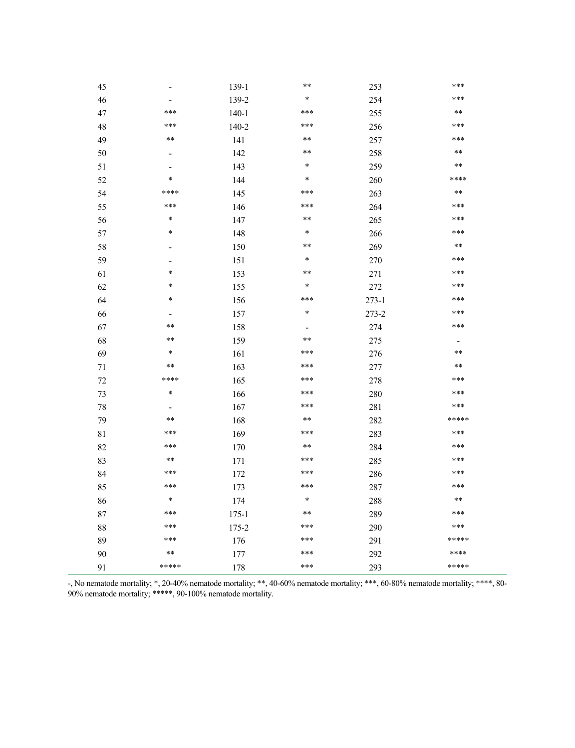| | | | | | |
|---|---|---|---|---|---|
| 45 | - | 139-1 | ** | 253 | *** |
| 46 | - | 139-2 | * | 254 | *** |
| 47 | *** | 140-1 | *** | 255 | ** |
| 48 | *** | 140-2 | *** | 256 | *** |
| 49 | ** | 141 | ** | 257 | *** |
| 50 | - | 142 | ** | 258 | ** |
| 51 | - | 143 | * | 259 | ** |
| 52 | * | 144 | * | 260 | **** |
| 54 | **** | 145 | *** | 263 | ** |
| 55 | *** | 146 | *** | 264 | *** |
| 56 | * | 147 | ** | 265 | *** |
| 57 | * | 148 | * | 266 | *** |
| 58 | - | 150 | ** | 269 | ** |
| 59 | - | 151 | * | 270 | *** |
| 61 | * | 153 | ** | 271 | *** |
| 62 | * | 155 | * | 272 | *** |
| 64 | * | 156 | *** | 273-1 | *** |
| 66 | - | 157 | * | 273-2 | *** |
| 67 | ** | 158 | - | 274 | *** |
| 68 | ** | 159 | ** | 275 | - |
| 69 | * | 161 | *** | 276 | ** |
| 71 | ** | 163 | *** | 277 | ** |
| 72 | **** | 165 | *** | 278 | *** |
| 73 | * | 166 | *** | 280 | *** |
| 78 | - | 167 | *** | 281 | *** |
| 79 | ** | 168 | ** | 282 | ***** |
| 81 | *** | 169 | *** | 283 | *** |
| 82 | *** | 170 | ** | 284 | *** |
| 83 | ** | 171 | *** | 285 | *** |
| 84 | *** | 172 | *** | 286 | *** |
| 85 | *** | 173 | *** | 287 | *** |
| 86 | * | 174 | * | 288 | ** |
| 87 | *** | 175-1 | ** | 289 | *** |
| 88 | *** | 175-2 | *** | 290 | *** |
| 89 | *** | 176 | *** | 291 | ***** |
| 90 | ** | 177 | *** | 292 | **** |
| 91 | ***** | 178 | *** | 293 | ***** |

-, No nematode mortality; *, 20-40% nematode mortality; **, 40-60% nematode mortality; ***, 60-80% nematode mortality; ****, 80-90% nematode mortality; *****, 90-100% nematode mortality.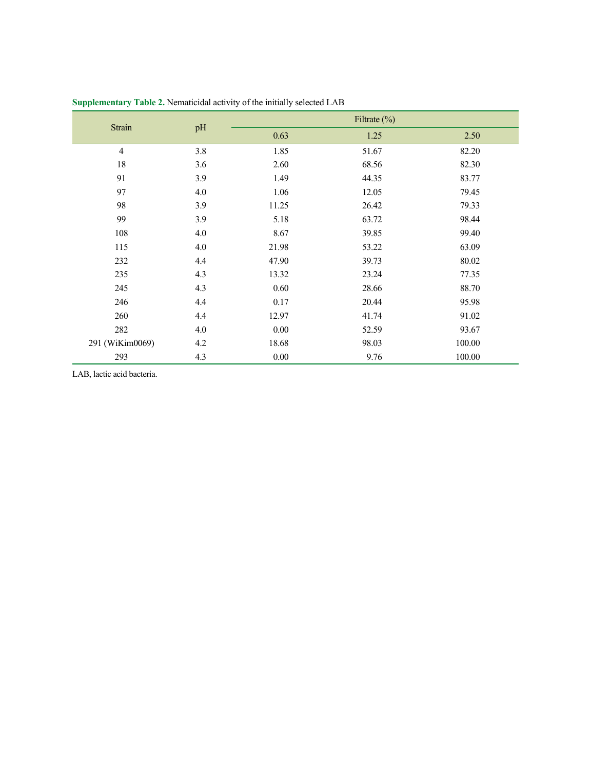**Supplementary Table 2.** Nematicidal activity of the initially selected LAB

| Strain | pH | Filtrate (%) | | |
|---|---|---|---|---|
| | | 0.63 | 1.25 | 2.50 |
| 4 | 3.8 | 1.85 | 51.67 | 82.20 |
| 18 | 3.6 | 2.60 | 68.56 | 82.30 |
| 91 | 3.9 | 1.49 | 44.35 | 83.77 |
| 97 | 4.0 | 1.06 | 12.05 | 79.45 |
| 98 | 3.9 | 11.25 | 26.42 | 79.33 |
| 99 | 3.9 | 5.18 | 63.72 | 98.44 |
| 108 | 4.0 | 8.67 | 39.85 | 99.40 |
| 115 | 4.0 | 21.98 | 53.22 | 63.09 |
| 232 | 4.4 | 47.90 | 39.73 | 80.02 |
| 235 | 4.3 | 13.32 | 23.24 | 77.35 |
| 245 | 4.3 | 0.60 | 28.66 | 88.70 |
| 246 | 4.4 | 0.17 | 20.44 | 95.98 |
| 260 | 4.4 | 12.97 | 41.74 | 91.02 |
| 282 | 4.0 | 0.00 | 52.59 | 93.67 |
| 291 (WiKim0069) | 4.2 | 18.68 | 98.03 | 100.00 |
| 293 | 4.3 | 0.00 | 9.76 | 100.00 |

LAB, lactic acid bacteria.